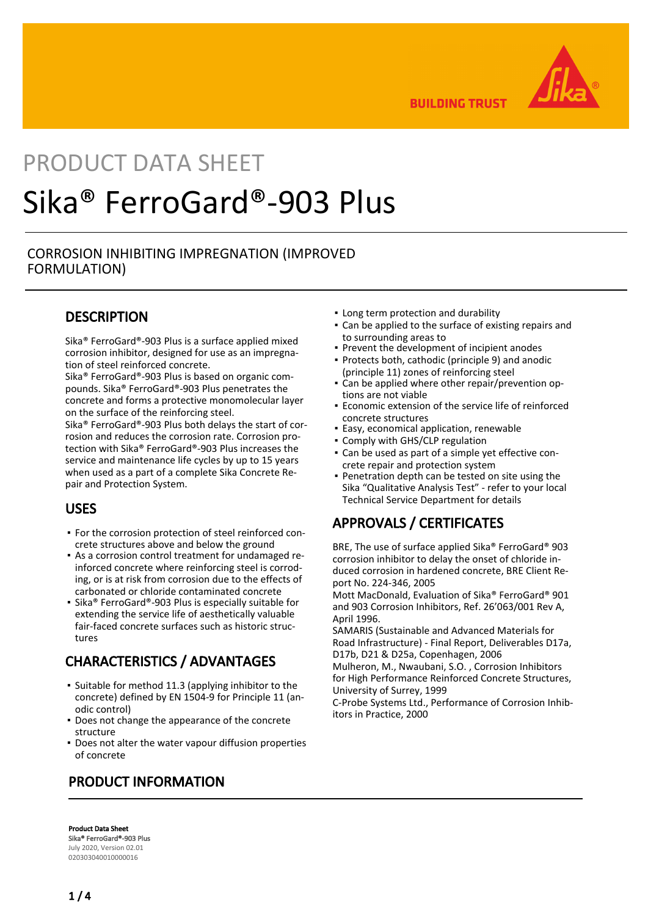PRODUCT DATA SHEET

# Sika® FerroGard®-903 Plus

CORROSION INHIBITING IMPREGNATION (IMPROVED FORMULATION)

## DESCRIPTION

Sika® FerroGard®-903 Plus is a surface applied mixed corrosion inhibitor, designed for use as an impregnation of steel reinforced concrete.
Sika® FerroGard®-903 Plus is based on organic compounds. Sika® FerroGard®-903 Plus penetrates the concrete and forms a protective monomolecular layer on the surface of the reinforcing steel.
Sika® FerroGard®-903 Plus both delays the start of corrosion and reduces the corrosion rate. Corrosion protection with Sika® FerroGard®-903 Plus increases the service and maintenance life cycles by up to 15 years when used as a part of a complete Sika Concrete Repair and Protection System.

## USES

- For the corrosion protection of steel reinforced concrete structures above and below the ground
- As a corrosion control treatment for undamaged reinforced concrete where reinforcing steel is corroding, or is at risk from corrosion due to the effects of carbonated or chloride contaminated concrete
- Sika® FerroGard®-903 Plus is especially suitable for extending the service life of aesthetically valuable fair-faced concrete surfaces such as historic structures

## CHARACTERISTICS / ADVANTAGES

- Suitable for method 11.3 (applying inhibitor to the concrete) defined by EN 1504-9 for Principle 11 (anodic control)
- Does not change the appearance of the concrete structure
- Does not alter the water vapour diffusion properties of concrete
- Long term protection and durability
- Can be applied to the surface of existing repairs and to surrounding areas to
- Prevent the development of incipient anodes
- Protects both, cathodic (principle 9) and anodic (principle 11) zones of reinforcing steel
- Can be applied where other repair/prevention options are not viable
- Economic extension of the service life of reinforced concrete structures
- Easy, economical application, renewable
- Comply with GHS/CLP regulation
- Can be used as part of a simple yet effective concrete repair and protection system
- Penetration depth can be tested on site using the Sika "Qualitative Analysis Test" - refer to your local Technical Service Department for details

## APPROVALS / CERTIFICATES

BRE, The use of surface applied Sika® FerroGard® 903 corrosion inhibitor to delay the onset of chloride induced corrosion in hardened concrete, BRE Client Report No. 224-346, 2005
Mott MacDonald, Evaluation of Sika® FerroGard® 901 and 903 Corrosion Inhibitors, Ref. 26'063/001 Rev A, April 1996.
SAMARIS (Sustainable and Advanced Materials for Road Infrastructure) - Final Report, Deliverables D17a, D17b, D21 & D25a, Copenhagen, 2006
Mulheron, M., Nwaubani, S.O. , Corrosion Inhibitors for High Performance Reinforced Concrete Structures, University of Surrey, 1999
C-Probe Systems Ltd., Performance of Corrosion Inhibitors in Practice, 2000

## PRODUCT INFORMATION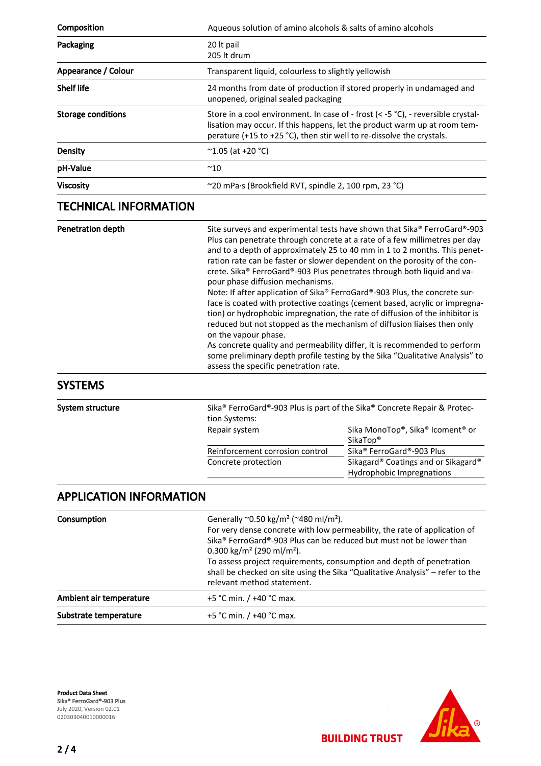| | |
|---|---|
| **Composition** | Aqueous solution of amino alcohols & salts of amino alcohols |
| **Packaging** | 20 lt pail<br>205 lt drum |
| **Appearance / Colour** | Transparent liquid, colourless to slightly yellowish |
| **Shelf life** | 24 months from date of production if stored properly in undamaged and unopened, original sealed packaging |
| **Storage conditions** | Store in a cool environment. In case of - frost (< -5 °C), - reversible crystallisation may occur. If this happens, let the product warm up at room temperature (+15 to +25 °C), then stir well to re-dissolve the crystals. |
| **Density** | ~1.05 (at +20 °C) |
| **pH-Value** | ~10 |
| **Viscosity** | ~20 mPa·s (Brookfield RVT, spindle 2, 100 rpm, 23 °C) |

## TECHNICAL INFORMATION

| | |
|---|---|
| **Penetration depth** | Site surveys and experimental tests have shown that Sika® FerroGard®-903 Plus can penetrate through concrete at a rate of a few millimetres per day and to a depth of approximately 25 to 40 mm in 1 to 2 months. This penetration rate can be faster or slower dependent on the porosity of the concrete. Sika® FerroGard®-903 Plus penetrates through both liquid and vapour phase diffusion mechanisms.<br>Note: If after application of Sika® FerroGard®-903 Plus, the concrete surface is coated with protective coatings (cement based, acrylic or impregnation) or hydrophobic impregnation, the rate of diffusion of the inhibitor is reduced but not stopped as the mechanism of diffusion liaises then only on the vapour phase.<br>As concrete quality and permeability differ, it is recommended to perform some preliminary depth profile testing by the Sika "Qualitative Analysis" to assess the specific penetration rate. |

## SYSTEMS

**System structure**

Sika® FerroGard®-903 Plus is part of the Sika® Concrete Repair & Protection Systems:

| | |
|---|---|
| Repair system | Sika MonoTop®, Sika® Icoment® or SikaTop® |
| Reinforcement corrosion control | Sika® FerroGard®-903 Plus |
| Concrete protection | Sikagard® Coatings and or Sikagard® Hydrophobic Impregnations |

## APPLICATION INFORMATION

| | |
|---|---|
| **Consumption** | Generally ~0.50 kg/m² (~480 ml/m²).<br>For very dense concrete with low permeability, the rate of application of Sika® FerroGard®-903 Plus can be reduced but must not be lower than 0.300 kg/m² (290 ml/m²).<br>To assess project requirements, consumption and depth of penetration shall be checked on site using the Sika "Qualitative Analysis" – refer to the relevant method statement. |
| **Ambient air temperature** | +5 °C min. / +40 °C max. |
| **Substrate temperature** | +5 °C min. / +40 °C max. |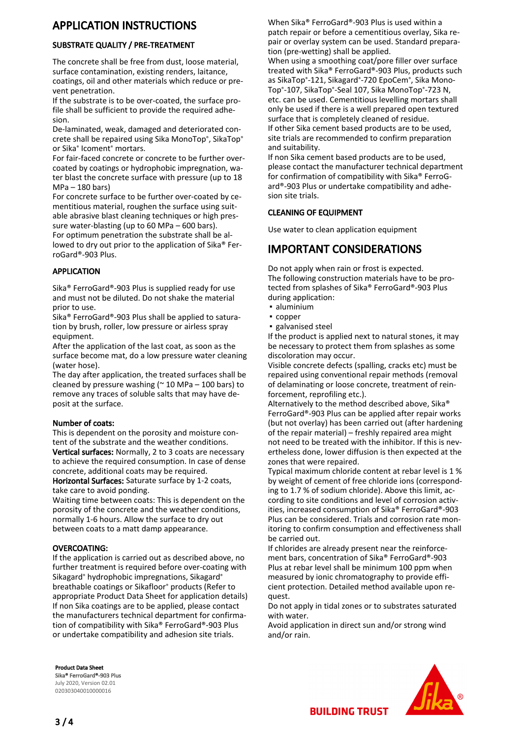# APPLICATION INSTRUCTIONS

### SUBSTRATE QUALITY / PRE-TREATMENT

The concrete shall be free from dust, loose material, surface contamination, existing renders, laitance, coatings, oil and other materials which reduce or prevent penetration.
If the substrate is to be over-coated, the surface profile shall be sufficient to provide the required adhesion.
De-laminated, weak, damaged and deteriorated concrete shall be repaired using Sika MonoTop®, SikaTop® or Sika® Icoment® mortars.
For fair-faced concrete or concrete to be further over-coated by coatings or hydrophobic impregnation, water blast the concrete surface with pressure (up to 18 MPa – 180 bars)
For concrete surface to be further over-coated by cementitious material, roughen the surface using suitable abrasive blast cleaning techniques or high pressure water-blasting (up to 60 MPa – 600 bars).
For optimum penetration the substrate shall be allowed to dry out prior to the application of Sika® FerroGard®-903 Plus.

### APPLICATION

Sika® FerroGard®-903 Plus is supplied ready for use and must not be diluted. Do not shake the material prior to use.
Sika® FerroGard®-903 Plus shall be applied to saturation by brush, roller, low pressure or airless spray equipment.
After the application of the last coat, as soon as the surface become mat, do a low pressure water cleaning (water hose).
The day after application, the treated surfaces shall be cleaned by pressure washing (~ 10 MPa – 100 bars) to remove any traces of soluble salts that may have deposit at the surface.

**Number of coats:**
This is dependent on the porosity and moisture content of the substrate and the weather conditions.
**Vertical surfaces:** Normally, 2 to 3 coats are necessary to achieve the required consumption. In case of dense concrete, additional coats may be required.
**Horizontal Surfaces:** Saturate surface by 1-2 coats, take care to avoid ponding.
Waiting time between coats: This is dependent on the porosity of the concrete and the weather conditions, normally 1-6 hours. Allow the surface to dry out between coats to a matt damp appearance.

**OVERCOATING:**
If the application is carried out as described above, no further treatment is required before over-coating with Sikagard® hydrophobic impregnations, Sikagard® breathable coatings or Sikafloor® products (Refer to appropriate Product Data Sheet for application details)
If non Sika coatings are to be applied, please contact the manufacturers technical department for confirmation of compatibility with Sika® FerroGard®-903 Plus or undertake compatibility and adhesion site trials.

When Sika® FerroGard®-903 Plus is used within a patch repair or before a cementitious overlay, Sika repair or overlay system can be used. Standard preparation (pre-wetting) shall be applied.
When using a smoothing coat/pore filler over surface treated with Sika® FerroGard®-903 Plus, products such as SikaTop®-121, Sikagard®-720 EpoCem®, Sika MonoTop®-107, SikaTop®-Seal 107, Sika MonoTop®-723 N, etc. can be used. Cementitious levelling mortars shall only be used if there is a well prepared open textured surface that is completely cleaned of residue.
If other Sika cement based products are to be used, site trials are recommended to confirm preparation and suitability.
If non Sika cement based products are to be used, please contact the manufacturer technical department for confirmation of compatibility with Sika® FerroGard®-903 Plus or undertake compatibility and adhesion site trials.

### CLEANING OF EQUIPMENT

Use water to clean application equipment

# IMPORTANT CONSIDERATIONS

Do not apply when rain or frost is expected.
The following construction materials have to be protected from splashes of Sika® FerroGard®-903 Plus during application:

- aluminium
- copper
- galvanised steel

If the product is applied next to natural stones, it may be necessary to protect them from splashes as some discoloration may occur.
Visible concrete defects (spalling, cracks etc) must be repaired using conventional repair methods (removal of delaminating or loose concrete, treatment of reinforcement, reprofiling etc.).
Alternatively to the method described above, Sika® FerroGard®-903 Plus can be applied after repair works (but not overlay) has been carried out (after hardening of the repair material) – freshly repaired area might not need to be treated with the inhibitor. If this is nevertheless done, lower diffusion is then expected at the zones that were repaired.
Typical maximum chloride content at rebar level is 1 % by weight of cement of free chloride ions (corresponding to 1.7 % of sodium chloride). Above this limit, according to site conditions and level of corrosion activities, increased consumption of Sika® FerroGard®-903 Plus can be considered. Trials and corrosion rate monitoring to confirm consumption and effectiveness shall be carried out.
If chlorides are already present near the reinforcement bars, concentration of Sika® FerroGard®-903 Plus at rebar level shall be minimum 100 ppm when measured by ionic chromatography to provide efficient protection. Detailed method available upon request.
Do not apply in tidal zones or to substrates saturated with water.
Avoid application in direct sun and/or strong wind and/or rain.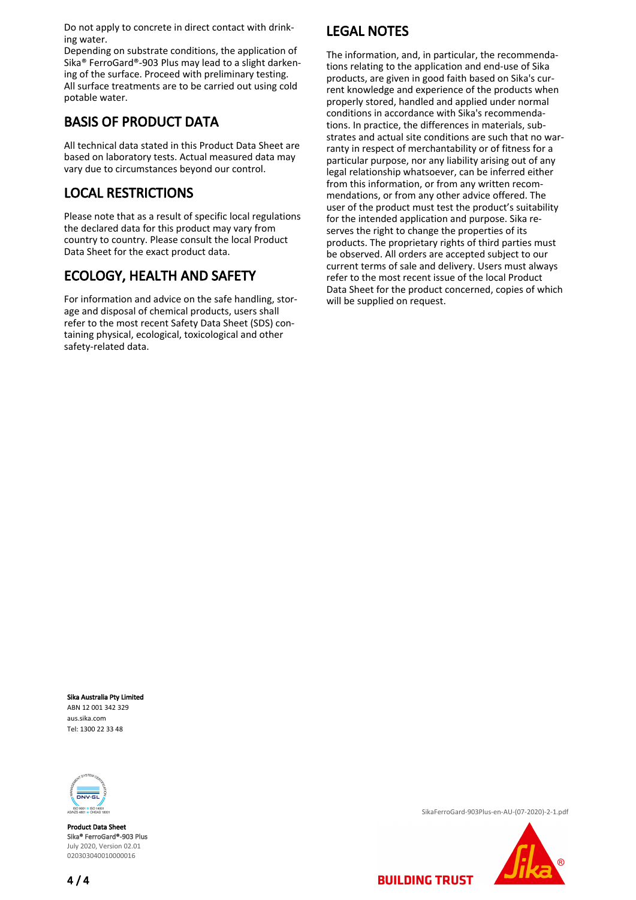Do not apply to concrete in direct contact with drinking water.
Depending on substrate conditions, the application of Sika® FerroGard®-903 Plus may lead to a slight darkening of the surface. Proceed with preliminary testing.
All surface treatments are to be carried out using cold potable water.

## BASIS OF PRODUCT DATA

All technical data stated in this Product Data Sheet are based on laboratory tests. Actual measured data may vary due to circumstances beyond our control.

## LOCAL RESTRICTIONS

Please note that as a result of specific local regulations the declared data for this product may vary from country to country. Please consult the local Product Data Sheet for the exact product data.

## ECOLOGY, HEALTH AND SAFETY

For information and advice on the safe handling, storage and disposal of chemical products, users shall refer to the most recent Safety Data Sheet (SDS) containing physical, ecological, toxicological and other safety-related data.

## LEGAL NOTES

The information, and, in particular, the recommendations relating to the application and end-use of Sika products, are given in good faith based on Sika's current knowledge and experience of the products when properly stored, handled and applied under normal conditions in accordance with Sika's recommendations. In practice, the differences in materials, substrates and actual site conditions are such that no warranty in respect of merchantability or of fitness for a particular purpose, nor any liability arising out of any legal relationship whatsoever, can be inferred either from this information, or from any written recommendations, or from any other advice offered. The user of the product must test the product's suitability for the intended application and purpose. Sika reserves the right to change the properties of its products. The proprietary rights of third parties must be observed. All orders are accepted subject to our current terms of sale and delivery. Users must always refer to the most recent issue of the local Product Data Sheet for the product concerned, copies of which will be supplied on request.

**Sika Australia Pty Limited**
ABN 12 001 342 329
aus.sika.com
Tel: 1300 22 33 48

**Product Data Sheet**
**Sika® FerroGard®-903 Plus**
July 2020, Version 02.01
020303040010000016

SikaFerroGard-903Plus-en-AU-(07-2020)-2-1.pdf

BUILDING TRUST